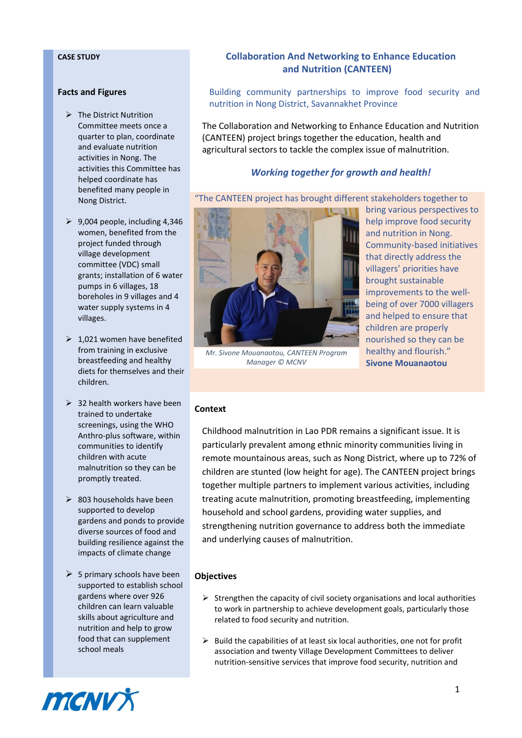CASE STUDY

# Collaboration And Networking to Enhance Education and Nutrition (CANTEEN)

Building community partnerships to improve food security and nutrition in Nong District, Savannakhet Province

The Collaboration and Networking to Enhance Education and Nutrition (CANTEEN) project brings together the education, health and agricultural sectors to tackle the complex issue of malnutrition.

***Working together for growth and health!***

"The CANTEEN project has brought different stakeholders together to bring various perspectives to help improve food security and nutrition in Nong. Community-based initiatives that directly address the villagers' priorities have brought sustainable improvements to the well-being of over 7000 villagers and helped to ensure that children are properly nourished so they can be healthy and flourish."
**Sivone Mouanaotou**

*Mr. Sivone Mouanaotou, CANTEEN Program Manager © MCNV*

## Facts and Figures

- The District Nutrition Committee meets once a quarter to plan, coordinate and evaluate nutrition activities in Nong. The activities this Committee has helped coordinate has benefited many people in Nong District.
- 9,004 people, including 4,346 women, benefited from the project funded through village development committee (VDC) small grants; installation of 6 water pumps in 6 villages, 18 boreholes in 9 villages and 4 water supply systems in 4 villages.
- 1,021 women have benefited from training in exclusive breastfeeding and healthy diets for themselves and their children.
- 32 health workers have been trained to undertake screenings, using the WHO Anthro-plus software, within communities to identify children with acute malnutrition so they can be promptly treated.
- 803 households have been supported to develop gardens and ponds to provide diverse sources of food and building resilience against the impacts of climate change
- 5 primary schools have been supported to establish school gardens where over 926 children can learn valuable skills about agriculture and nutrition and help to grow food that can supplement school meals

## Context

Childhood malnutrition in Lao PDR remains a significant issue. It is particularly prevalent among ethnic minority communities living in remote mountainous areas, such as Nong District, where up to 72% of children are stunted (low height for age). The CANTEEN project brings together multiple partners to implement various activities, including treating acute malnutrition, promoting breastfeeding, implementing household and school gardens, providing water supplies, and strengthening nutrition governance to address both the immediate and underlying causes of malnutrition.

## Objectives

- Strengthen the capacity of civil society organisations and local authorities to work in partnership to achieve development goals, particularly those related to food security and nutrition.
- Build the capabilities of at least six local authorities, one not for profit association and twenty Village Development Committees to deliver nutrition-sensitive services that improve food security, nutrition and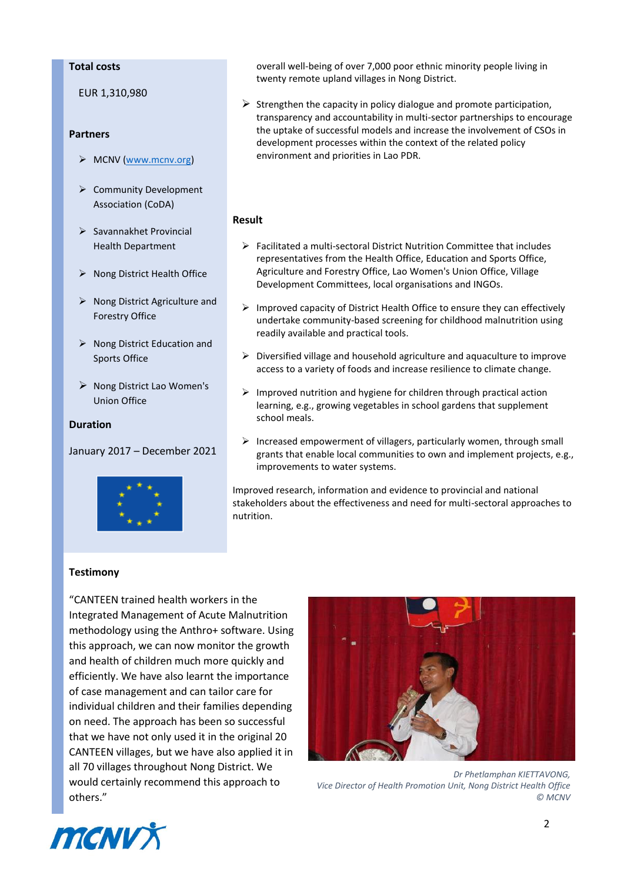**Total costs**

EUR 1,310,980

**Partners**

- MCNV (www.mcnv.org)
- Community Development Association (CoDA)
- Savannakhet Provincial Health Department
- Nong District Health Office
- Nong District Agriculture and Forestry Office
- Nong District Education and Sports Office
- Nong District Lao Women's Union Office

**Duration**

January 2017 – December 2021

overall well-being of over 7,000 poor ethnic minority people living in twenty remote upland villages in Nong District.

- Strengthen the capacity in policy dialogue and promote participation, transparency and accountability in multi-sector partnerships to encourage the uptake of successful models and increase the involvement of CSOs in development processes within the context of the related policy environment and priorities in Lao PDR.

**Result**

- Facilitated a multi-sectoral District Nutrition Committee that includes representatives from the Health Office, Education and Sports Office, Agriculture and Forestry Office, Lao Women's Union Office, Village Development Committees, local organisations and INGOs.
- Improved capacity of District Health Office to ensure they can effectively undertake community-based screening for childhood malnutrition using readily available and practical tools.
- Diversified village and household agriculture and aquaculture to improve access to a variety of foods and increase resilience to climate change.
- Improved nutrition and hygiene for children through practical action learning, e.g., growing vegetables in school gardens that supplement school meals.
- Increased empowerment of villagers, particularly women, through small grants that enable local communities to own and implement projects, e.g., improvements to water systems.

Improved research, information and evidence to provincial and national stakeholders about the effectiveness and need for multi-sectoral approaches to nutrition.

**Testimony**

"CANTEEN trained health workers in the Integrated Management of Acute Malnutrition methodology using the Anthro+ software. Using this approach, we can now monitor the growth and health of children much more quickly and efficiently. We have also learnt the importance of case management and can tailor care for individual children and their families depending on need. The approach has been so successful that we have not only used it in the original 20 CANTEEN villages, but we have also applied it in all 70 villages throughout Nong District. We would certainly recommend this approach to others."

*Dr Phetlamphan KIETTAVONG,*
*Vice Director of Health Promotion Unit, Nong District Health Office*
*© MCNV*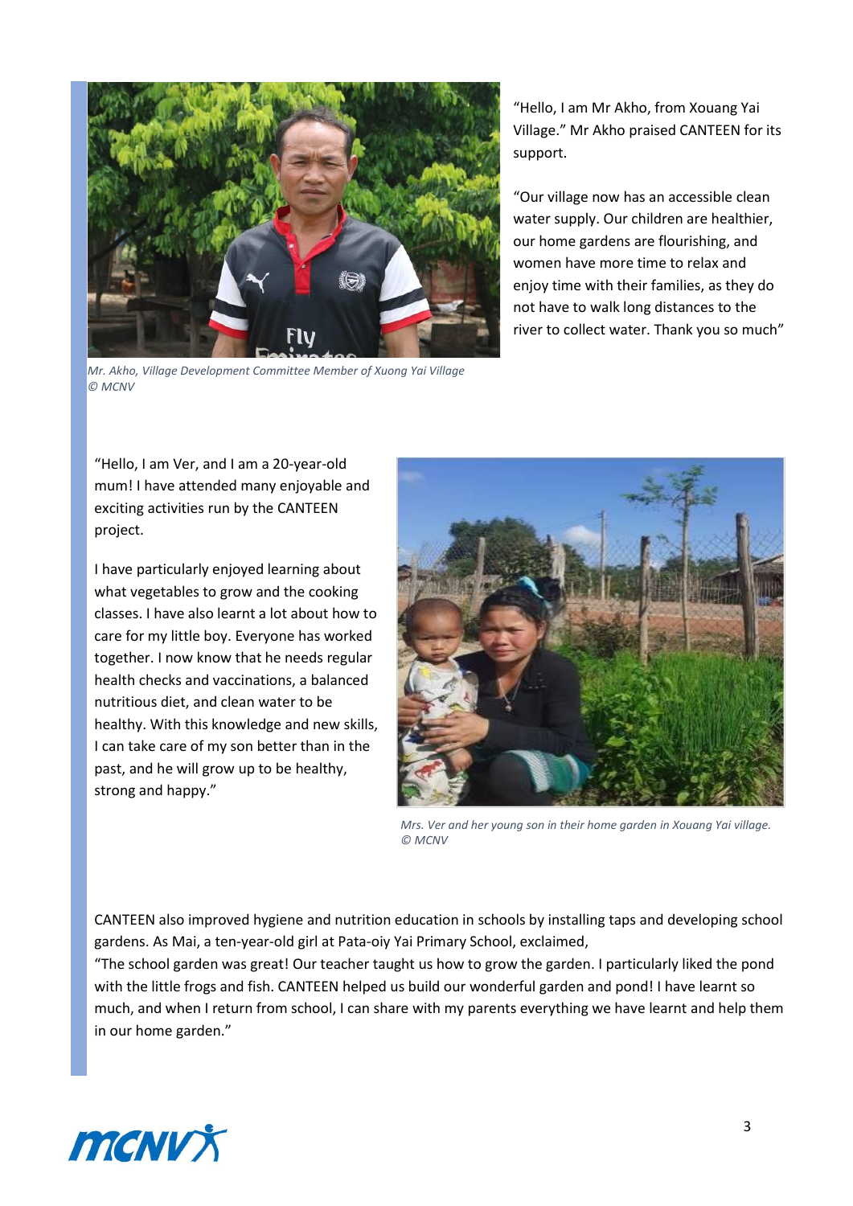"Hello, I am Mr Akho, from Xouang Yai Village." Mr Akho praised CANTEEN for its support.

"Our village now has an accessible clean water supply. Our children are healthier, our home gardens are flourishing, and women have more time to relax and enjoy time with their families, as they do not have to walk long distances to the river to collect water. Thank you so much"

*Mr. Akho, Village Development Committee Member of Xuong Yai Village © MCNV*

"Hello, I am Ver, and I am a 20-year-old mum! I have attended many enjoyable and exciting activities run by the CANTEEN project.

I have particularly enjoyed learning about what vegetables to grow and the cooking classes. I have also learnt a lot about how to care for my little boy. Everyone has worked together. I now know that he needs regular health checks and vaccinations, a balanced nutritious diet, and clean water to be healthy. With this knowledge and new skills, I can take care of my son better than in the past, and he will grow up to be healthy, strong and happy."

*Mrs. Ver and her young son in their home garden in Xouang Yai village. © MCNV*

CANTEEN also improved hygiene and nutrition education in schools by installing taps and developing school gardens. As Mai, a ten-year-old girl at Pata-oiy Yai Primary School, exclaimed,
"The school garden was great! Our teacher taught us how to grow the garden. I particularly liked the pond with the little frogs and fish. CANTEEN helped us build our wonderful garden and pond! I have learnt so much, and when I return from school, I can share with my parents everything we have learnt and help them in our home garden."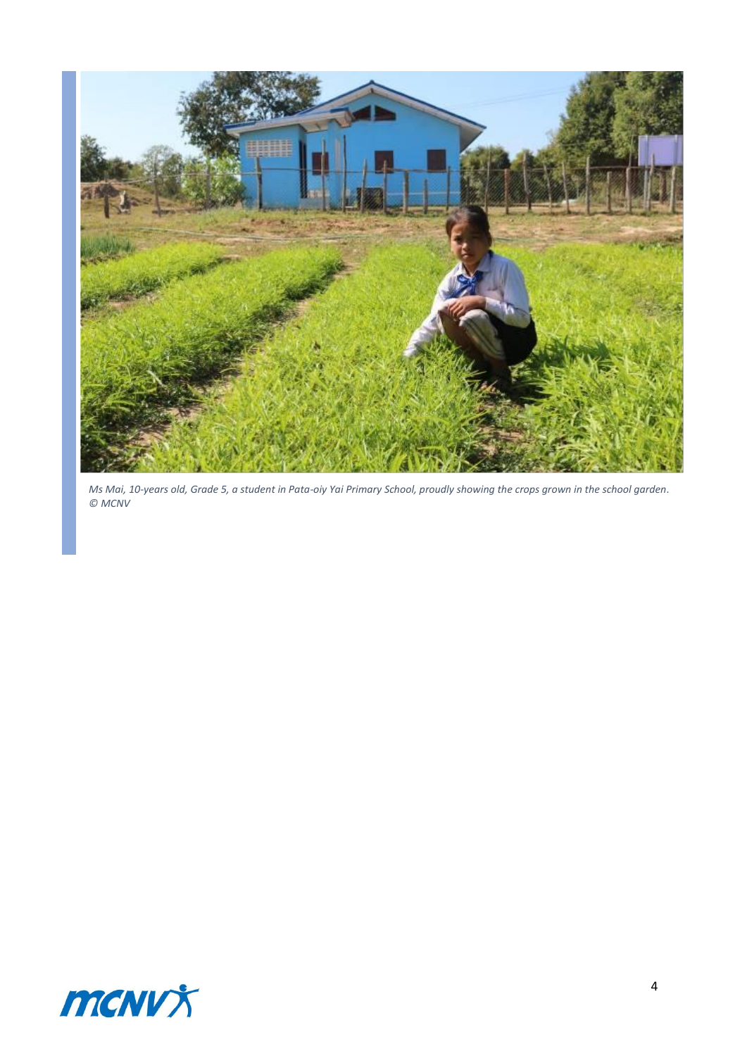*Ms Mai, 10-years old, Grade 5, a student in Pata-oiy Yai Primary School, proudly showing the crops grown in the school garden. © MCNV*